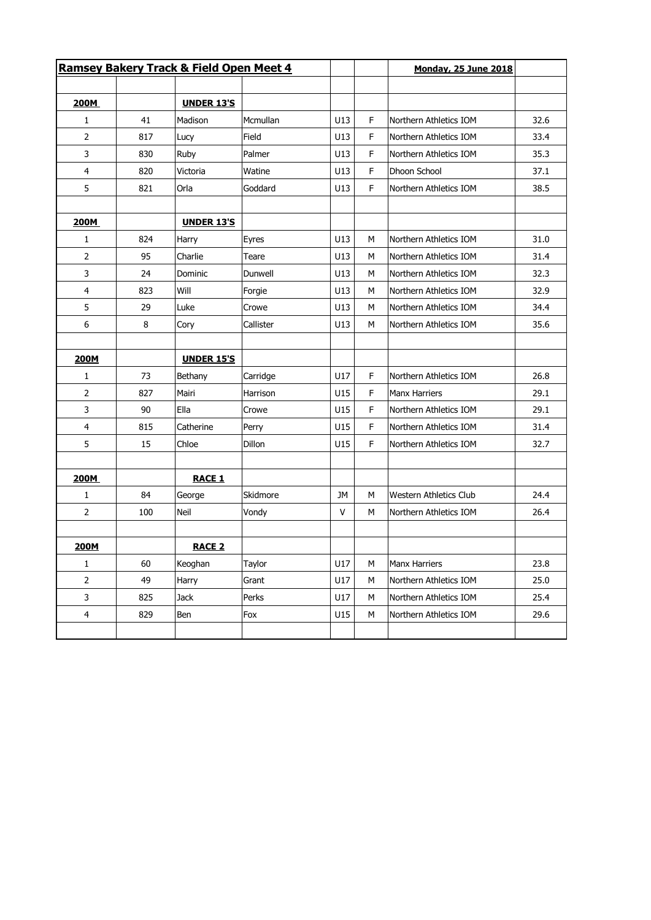| **Ramsey Bakery Track & Field Open Meet 4** | | | | | | **Monday, 25 June 2018** | |
|---|---|---|---|---|---|---|---|
| | | | | | | | |
| **200M** | | **UNDER 13'S** | | | | | |
| 1 | 41 | Madison | Mcmullan | U13 | F | Northern Athletics IOM | 32.6 |
| 2 | 817 | Lucy | Field | U13 | F | Northern Athletics IOM | 33.4 |
| 3 | 830 | Ruby | Palmer | U13 | F | Northern Athletics IOM | 35.3 |
| 4 | 820 | Victoria | Watine | U13 | F | Dhoon School | 37.1 |
| 5 | 821 | Orla | Goddard | U13 | F | Northern Athletics IOM | 38.5 |
| | | | | | | | |
| **200M** | | **UNDER 13'S** | | | | | |
| 1 | 824 | Harry | Eyres | U13 | M | Northern Athletics IOM | 31.0 |
| 2 | 95 | Charlie | Teare | U13 | M | Northern Athletics IOM | 31.4 |
| 3 | 24 | Dominic | Dunwell | U13 | M | Northern Athletics IOM | 32.3 |
| 4 | 823 | Will | Forgie | U13 | M | Northern Athletics IOM | 32.9 |
| 5 | 29 | Luke | Crowe | U13 | M | Northern Athletics IOM | 34.4 |
| 6 | 8 | Cory | Callister | U13 | M | Northern Athletics IOM | 35.6 |
| | | | | | | | |
| **200M** | | **UNDER 15'S** | | | | | |
| 1 | 73 | Bethany | Carridge | U17 | F | Northern Athletics IOM | 26.8 |
| 2 | 827 | Mairi | Harrison | U15 | F | Manx Harriers | 29.1 |
| 3 | 90 | Ella | Crowe | U15 | F | Northern Athletics IOM | 29.1 |
| 4 | 815 | Catherine | Perry | U15 | F | Northern Athletics IOM | 31.4 |
| 5 | 15 | Chloe | Dillon | U15 | F | Northern Athletics IOM | 32.7 |
| | | | | | | | |
| **200M** | | **RACE 1** | | | | | |
| 1 | 84 | George | Skidmore | JM | M | Western Athletics Club | 24.4 |
| 2 | 100 | Neil | Vondy | V | M | Northern Athletics IOM | 26.4 |
| | | | | | | | |
| **200M** | | **RACE 2** | | | | | |
| 1 | 60 | Keoghan | Taylor | U17 | M | Manx Harriers | 23.8 |
| 2 | 49 | Harry | Grant | U17 | M | Northern Athletics IOM | 25.0 |
| 3 | 825 | Jack | Perks | U17 | M | Northern Athletics IOM | 25.4 |
| 4 | 829 | Ben | Fox | U15 | M | Northern Athletics IOM | 29.6 |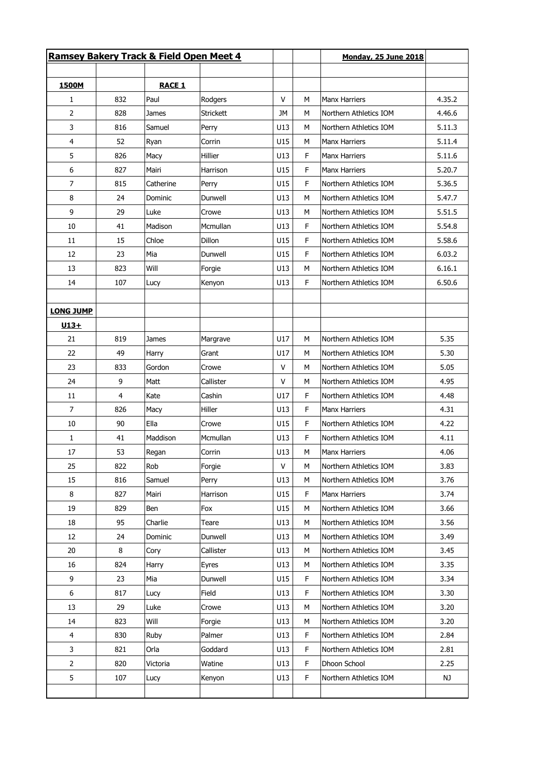| Ramsey Bakery Track & Field Open Meet 4 | | | | | | Monday, 25 June 2018 | |
|---|---|---|---|---|---|---|---|
| | | | | | | | |
| **1500M** | | **RACE 1** | | | | | |
| 1 | 832 | Paul | Rodgers | V | M | Manx Harriers | 4.35.2 |
| 2 | 828 | James | Strickett | JM | M | Northern Athletics IOM | 4.46.6 |
| 3 | 816 | Samuel | Perry | U13 | M | Northern Athletics IOM | 5.11.3 |
| 4 | 52 | Ryan | Corrin | U15 | M | Manx Harriers | 5.11.4 |
| 5 | 826 | Macy | Hillier | U13 | F | Manx Harriers | 5.11.6 |
| 6 | 827 | Mairi | Harrison | U15 | F | Manx Harriers | 5.20.7 |
| 7 | 815 | Catherine | Perry | U15 | F | Northern Athletics IOM | 5.36.5 |
| 8 | 24 | Dominic | Dunwell | U13 | M | Northern Athletics IOM | 5.47.7 |
| 9 | 29 | Luke | Crowe | U13 | M | Northern Athletics IOM | 5.51.5 |
| 10 | 41 | Madison | Mcmullan | U13 | F | Northern Athletics IOM | 5.54.8 |
| 11 | 15 | Chloe | Dillon | U15 | F | Northern Athletics IOM | 5.58.6 |
| 12 | 23 | Mia | Dunwell | U15 | F | Northern Athletics IOM | 6.03.2 |
| 13 | 823 | Will | Forgie | U13 | M | Northern Athletics IOM | 6.16.1 |
| 14 | 107 | Lucy | Kenyon | U13 | F | Northern Athletics IOM | 6.50.6 |
| | | | | | | | |
| **LONG JUMP** | | | | | | | |
| **U13+** | | | | | | | |
| 21 | 819 | James | Margrave | U17 | M | Northern Athletics IOM | 5.35 |
| 22 | 49 | Harry | Grant | U17 | M | Northern Athletics IOM | 5.30 |
| 23 | 833 | Gordon | Crowe | V | M | Northern Athletics IOM | 5.05 |
| 24 | 9 | Matt | Callister | V | M | Northern Athletics IOM | 4.95 |
| 11 | 4 | Kate | Cashin | U17 | F | Northern Athletics IOM | 4.48 |
| 7 | 826 | Macy | Hiller | U13 | F | Manx Harriers | 4.31 |
| 10 | 90 | Ella | Crowe | U15 | F | Northern Athletics IOM | 4.22 |
| 1 | 41 | Maddison | Mcmullan | U13 | F | Northern Athletics IOM | 4.11 |
| 17 | 53 | Regan | Corrin | U13 | M | Manx Harriers | 4.06 |
| 25 | 822 | Rob | Forgie | V | M | Northern Athletics IOM | 3.83 |
| 15 | 816 | Samuel | Perry | U13 | M | Northern Athletics IOM | 3.76 |
| 8 | 827 | Mairi | Harrison | U15 | F | Manx Harriers | 3.74 |
| 19 | 829 | Ben | Fox | U15 | M | Northern Athletics IOM | 3.66 |
| 18 | 95 | Charlie | Teare | U13 | M | Northern Athletics IOM | 3.56 |
| 12 | 24 | Dominic | Dunwell | U13 | M | Northern Athletics IOM | 3.49 |
| 20 | 8 | Cory | Callister | U13 | M | Northern Athletics IOM | 3.45 |
| 16 | 824 | Harry | Eyres | U13 | M | Northern Athletics IOM | 3.35 |
| 9 | 23 | Mia | Dunwell | U15 | F | Northern Athletics IOM | 3.34 |
| 6 | 817 | Lucy | Field | U13 | F | Northern Athletics IOM | 3.30 |
| 13 | 29 | Luke | Crowe | U13 | M | Northern Athletics IOM | 3.20 |
| 14 | 823 | Will | Forgie | U13 | M | Northern Athletics IOM | 3.20 |
| 4 | 830 | Ruby | Palmer | U13 | F | Northern Athletics IOM | 2.84 |
| 3 | 821 | Orla | Goddard | U13 | F | Northern Athletics IOM | 2.81 |
| 2 | 820 | Victoria | Watine | U13 | F | Dhoon School | 2.25 |
| 5 | 107 | Lucy | Kenyon | U13 | F | Northern Athletics IOM | NJ |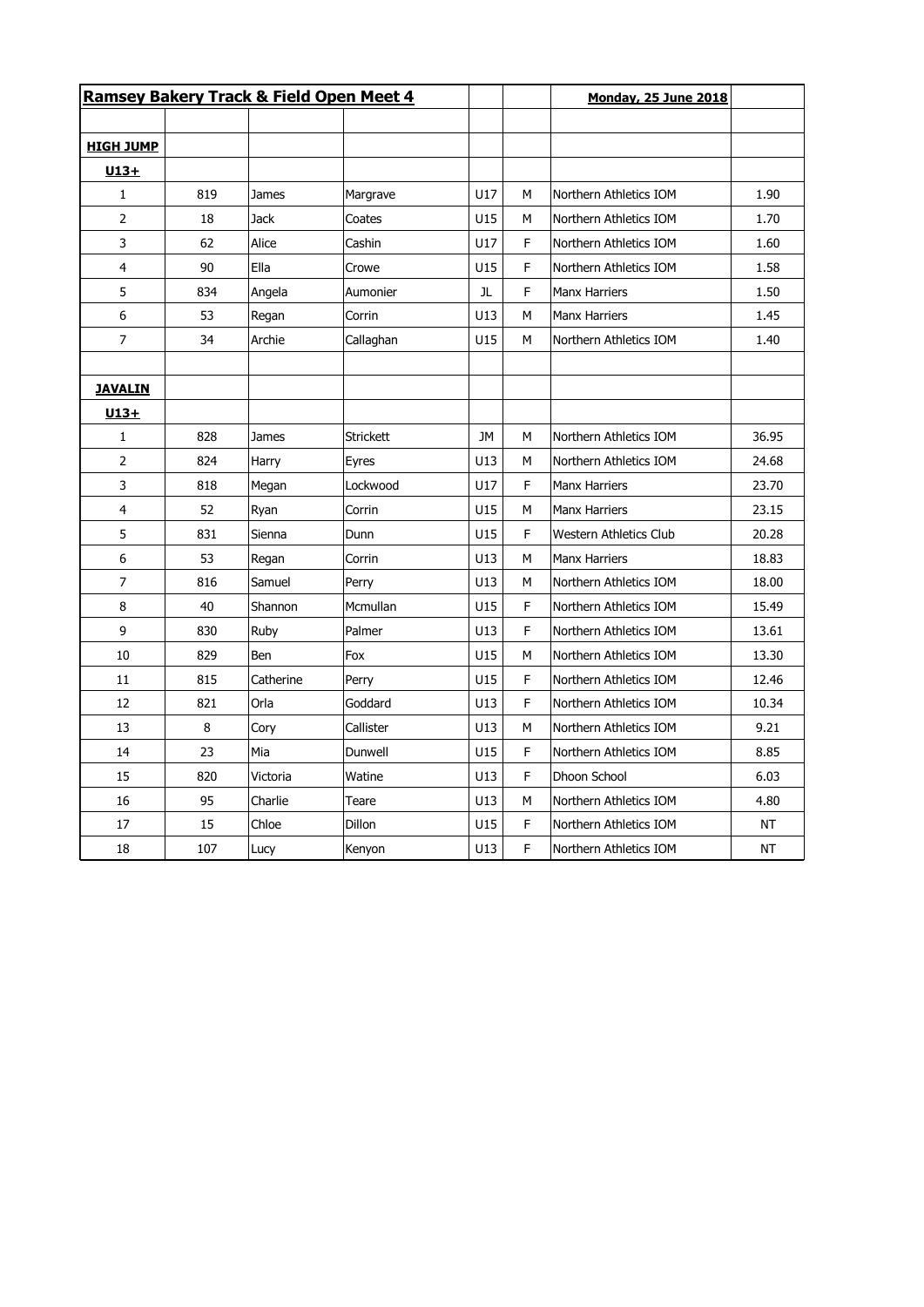| Ramsey Bakery Track & Field Open Meet 4 | | | | | | Monday, 25 June 2018 | |
|---|---|---|---|---|---|---|---|
| | | | | | | | |
| **HIGH JUMP** | | | | | | | |
| **U13+** | | | | | | | |
| 1 | 819 | James | Margrave | U17 | M | Northern Athletics IOM | 1.90 |
| 2 | 18 | Jack | Coates | U15 | M | Northern Athletics IOM | 1.70 |
| 3 | 62 | Alice | Cashin | U17 | F | Northern Athletics IOM | 1.60 |
| 4 | 90 | Ella | Crowe | U15 | F | Northern Athletics IOM | 1.58 |
| 5 | 834 | Angela | Aumonier | JL | F | Manx Harriers | 1.50 |
| 6 | 53 | Regan | Corrin | U13 | M | Manx Harriers | 1.45 |
| 7 | 34 | Archie | Callaghan | U15 | M | Northern Athletics IOM | 1.40 |
| | | | | | | | |
| **JAVALIN** | | | | | | | |
| **U13+** | | | | | | | |
| 1 | 828 | James | Strickett | JM | M | Northern Athletics IOM | 36.95 |
| 2 | 824 | Harry | Eyres | U13 | M | Northern Athletics IOM | 24.68 |
| 3 | 818 | Megan | Lockwood | U17 | F | Manx Harriers | 23.70 |
| 4 | 52 | Ryan | Corrin | U15 | M | Manx Harriers | 23.15 |
| 5 | 831 | Sienna | Dunn | U15 | F | Western Athletics Club | 20.28 |
| 6 | 53 | Regan | Corrin | U13 | M | Manx Harriers | 18.83 |
| 7 | 816 | Samuel | Perry | U13 | M | Northern Athletics IOM | 18.00 |
| 8 | 40 | Shannon | Mcmullan | U15 | F | Northern Athletics IOM | 15.49 |
| 9 | 830 | Ruby | Palmer | U13 | F | Northern Athletics IOM | 13.61 |
| 10 | 829 | Ben | Fox | U15 | M | Northern Athletics IOM | 13.30 |
| 11 | 815 | Catherine | Perry | U15 | F | Northern Athletics IOM | 12.46 |
| 12 | 821 | Orla | Goddard | U13 | F | Northern Athletics IOM | 10.34 |
| 13 | 8 | Cory | Callister | U13 | M | Northern Athletics IOM | 9.21 |
| 14 | 23 | Mia | Dunwell | U15 | F | Northern Athletics IOM | 8.85 |
| 15 | 820 | Victoria | Watine | U13 | F | Dhoon School | 6.03 |
| 16 | 95 | Charlie | Teare | U13 | M | Northern Athletics IOM | 4.80 |
| 17 | 15 | Chloe | Dillon | U15 | F | Northern Athletics IOM | NT |
| 18 | 107 | Lucy | Kenyon | U13 | F | Northern Athletics IOM | NT |